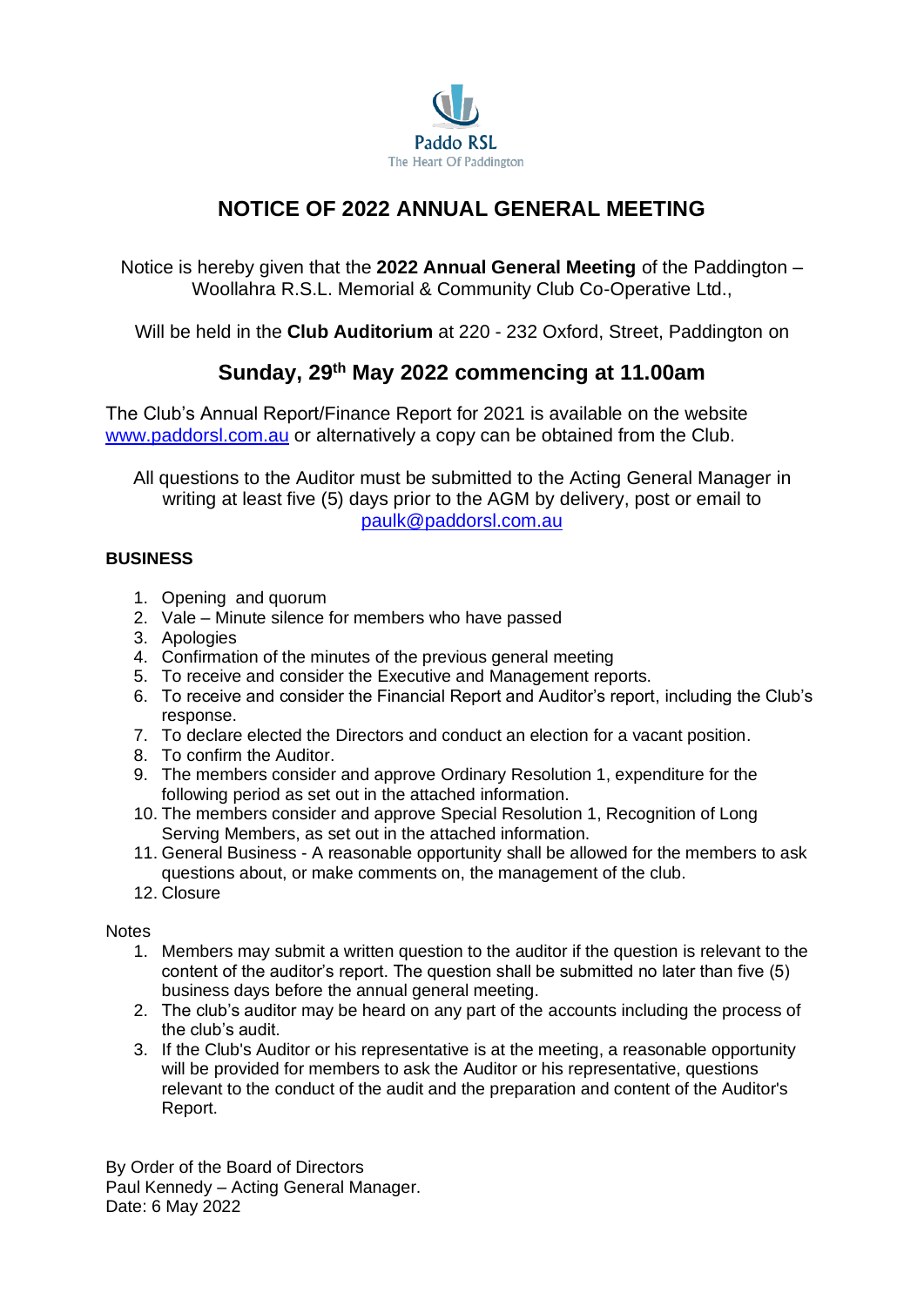Paddo RSL
The Heart Of Paddington

# NOTICE OF 2022 ANNUAL GENERAL MEETING

Notice is hereby given that the **2022 Annual General Meeting** of the Paddington – Woollahra R.S.L. Memorial & Community Club Co-Operative Ltd.,

Will be held in the **Club Auditorium** at 220 - 232 Oxford, Street, Paddington on

## Sunday, 29th May 2022 commencing at 11.00am

The Club's Annual Report/Finance Report for 2021 is available on the website www.paddorsl.com.au or alternatively a copy can be obtained from the Club.

All questions to the Auditor must be submitted to the Acting General Manager in writing at least five (5) days prior to the AGM by delivery, post or email to paulk@paddorsl.com.au

**BUSINESS**

1. Opening and quorum
2. Vale – Minute silence for members who have passed
3. Apologies
4. Confirmation of the minutes of the previous general meeting
5. To receive and consider the Executive and Management reports.
6. To receive and consider the Financial Report and Auditor's report, including the Club's response.
7. To declare elected the Directors and conduct an election for a vacant position.
8. To confirm the Auditor.
9. The members consider and approve Ordinary Resolution 1, expenditure for the following period as set out in the attached information.
10. The members consider and approve Special Resolution 1, Recognition of Long Serving Members, as set out in the attached information.
11. General Business - A reasonable opportunity shall be allowed for the members to ask questions about, or make comments on, the management of the club.
12. Closure

Notes

1. Members may submit a written question to the auditor if the question is relevant to the content of the auditor's report. The question shall be submitted no later than five (5) business days before the annual general meeting.
2. The club's auditor may be heard on any part of the accounts including the process of the club's audit.
3. If the Club's Auditor or his representative is at the meeting, a reasonable opportunity will be provided for members to ask the Auditor or his representative, questions relevant to the conduct of the audit and the preparation and content of the Auditor's Report.

By Order of the Board of Directors
Paul Kennedy – Acting General Manager.
Date: 6 May 2022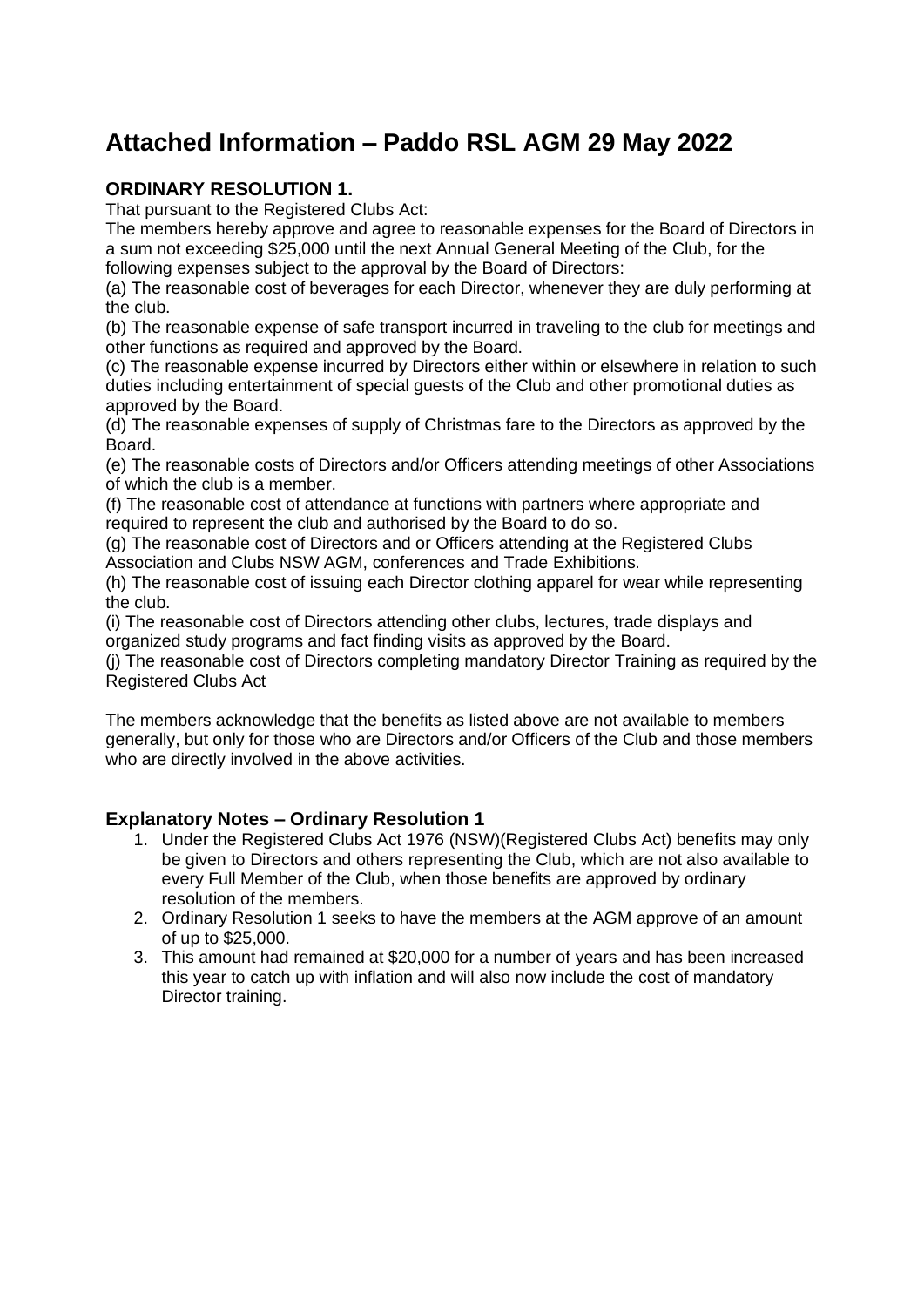# Attached Information – Paddo RSL AGM 29 May 2022

### ORDINARY RESOLUTION 1.

That pursuant to the Registered Clubs Act:

The members hereby approve and agree to reasonable expenses for the Board of Directors in a sum not exceeding $25,000 until the next Annual General Meeting of the Club, for the following expenses subject to the approval by the Board of Directors:

(a) The reasonable cost of beverages for each Director, whenever they are duly performing at the club.

(b) The reasonable expense of safe transport incurred in traveling to the club for meetings and other functions as required and approved by the Board.

(c) The reasonable expense incurred by Directors either within or elsewhere in relation to such duties including entertainment of special guests of the Club and other promotional duties as approved by the Board.

(d) The reasonable expenses of supply of Christmas fare to the Directors as approved by the Board.

(e) The reasonable costs of Directors and/or Officers attending meetings of other Associations of which the club is a member.

(f) The reasonable cost of attendance at functions with partners where appropriate and required to represent the club and authorised by the Board to do so.

(g) The reasonable cost of Directors and or Officers attending at the Registered Clubs Association and Clubs NSW AGM, conferences and Trade Exhibitions.

(h) The reasonable cost of issuing each Director clothing apparel for wear while representing the club.

(i) The reasonable cost of Directors attending other clubs, lectures, trade displays and organized study programs and fact finding visits as approved by the Board.

(j) The reasonable cost of Directors completing mandatory Director Training as required by the Registered Clubs Act

The members acknowledge that the benefits as listed above are not available to members generally, but only for those who are Directors and/or Officers of the Club and those members who are directly involved in the above activities.

### Explanatory Notes – Ordinary Resolution 1

1. Under the Registered Clubs Act 1976 (NSW)(Registered Clubs Act) benefits may only be given to Directors and others representing the Club, which are not also available to every Full Member of the Club, when those benefits are approved by ordinary resolution of the members.
2. Ordinary Resolution 1 seeks to have the members at the AGM approve of an amount of up to $25,000.
3. This amount had remained at $20,000 for a number of years and has been increased this year to catch up with inflation and will also now include the cost of mandatory Director training.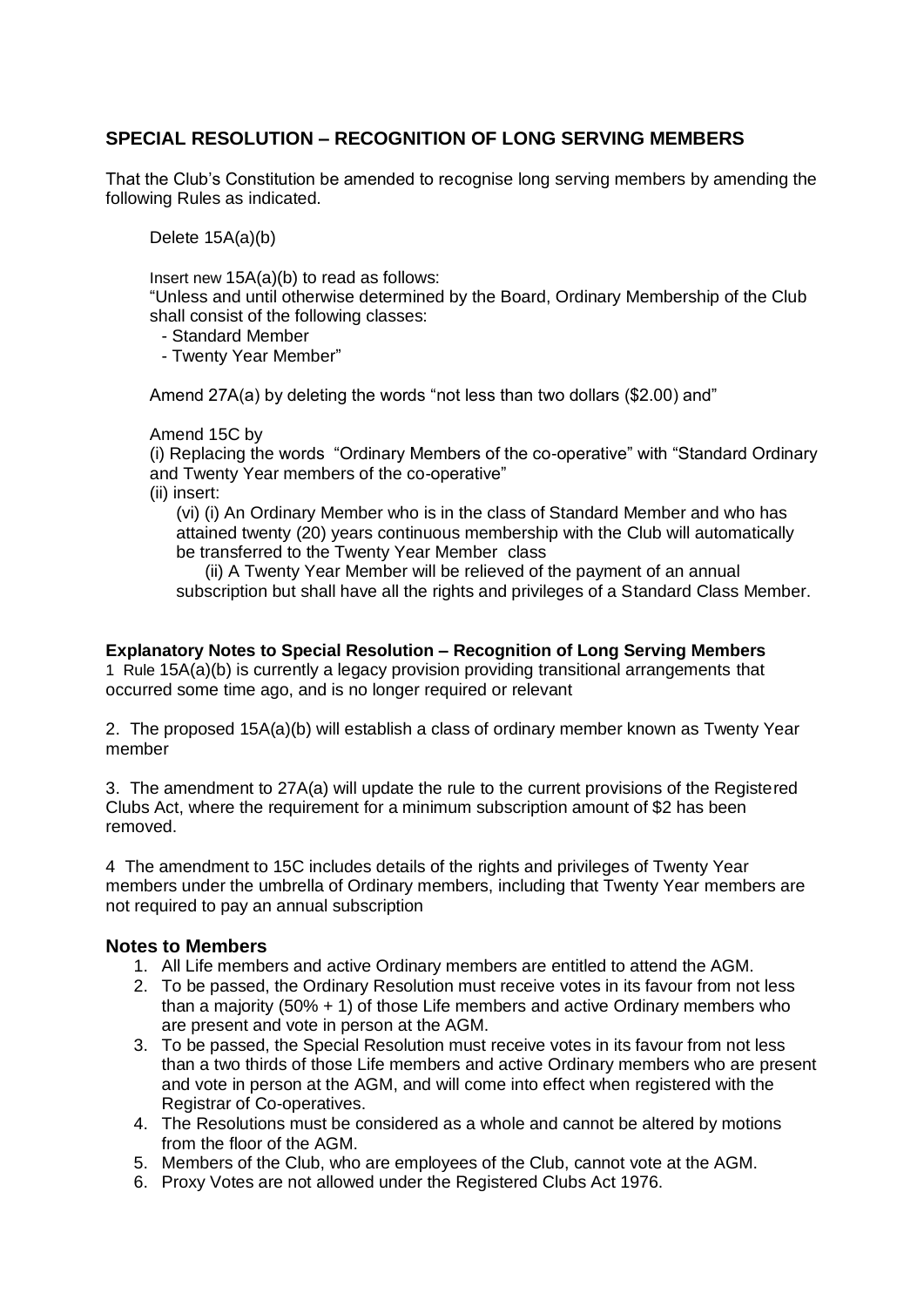## SPECIAL RESOLUTION – RECOGNITION OF LONG SERVING MEMBERS

That the Club's Constitution be amended to recognise long serving members by amending the following Rules as indicated.

Delete 15A(a)(b)

Insert new 15A(a)(b) to read as follows:
"Unless and until otherwise determined by the Board, Ordinary Membership of the Club shall consist of the following classes:
- Standard Member
- Twenty Year Member"

Amend 27A(a) by deleting the words "not less than two dollars ($2.00) and"

Amend 15C by
(i) Replacing the words "Ordinary Members of the co-operative" with "Standard Ordinary and Twenty Year members of the co-operative"
(ii) insert:
(vi) (i) An Ordinary Member who is in the class of Standard Member and who has attained twenty (20) years continuous membership with the Club will automatically be transferred to the Twenty Year Member class
(ii) A Twenty Year Member will be relieved of the payment of an annual subscription but shall have all the rights and privileges of a Standard Class Member.

**Explanatory Notes to Special Resolution – Recognition of Long Serving Members**

1 Rule 15A(a)(b) is currently a legacy provision providing transitional arrangements that occurred some time ago, and is no longer required or relevant

2. The proposed 15A(a)(b) will establish a class of ordinary member known as Twenty Year member

3. The amendment to 27A(a) will update the rule to the current provisions of the Registered Clubs Act, where the requirement for a minimum subscription amount of $2 has been removed.

4 The amendment to 15C includes details of the rights and privileges of Twenty Year members under the umbrella of Ordinary members, including that Twenty Year members are not required to pay an annual subscription

### Notes to Members

1. All Life members and active Ordinary members are entitled to attend the AGM.
2. To be passed, the Ordinary Resolution must receive votes in its favour from not less than a majority (50% + 1) of those Life members and active Ordinary members who are present and vote in person at the AGM.
3. To be passed, the Special Resolution must receive votes in its favour from not less than a two thirds of those Life members and active Ordinary members who are present and vote in person at the AGM, and will come into effect when registered with the Registrar of Co-operatives.
4. The Resolutions must be considered as a whole and cannot be altered by motions from the floor of the AGM.
5. Members of the Club, who are employees of the Club, cannot vote at the AGM.
6. Proxy Votes are not allowed under the Registered Clubs Act 1976.